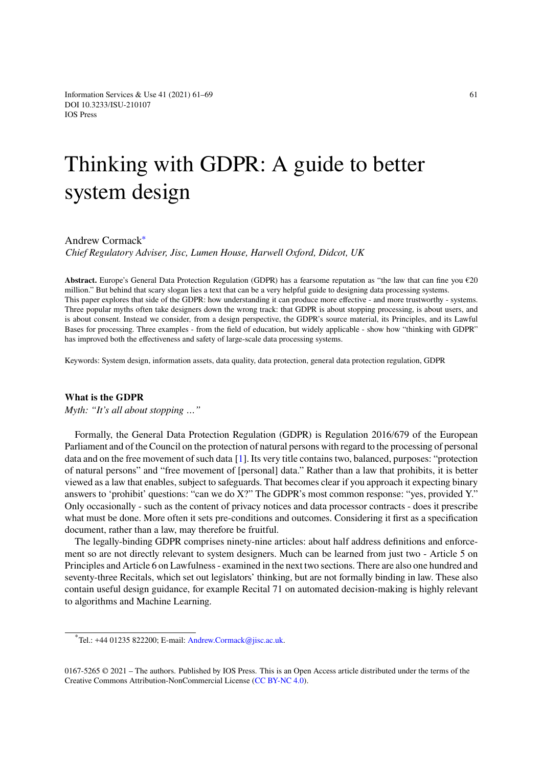# Thinking with GDPR: A guide to better system design

Andrew Cormack[*]

*Chief Regulatory Adviser, Jisc, Lumen House, Harwell Oxford, Didcot, UK*

**Abstract.** Europe's General Data Protection Regulation (GDPR) has a fearsome reputation as "the law that can fine you €20 million." But behind that scary slogan lies a text that can be a very helpful guide to designing data processing systems. This paper explores that side of the GDPR: how understanding it can produce more effective - and more trustworthy - systems. Three popular myths often take designers down the wrong track: that GDPR is about stopping processing, is about users, and is about consent. Instead we consider, from a design perspective, the GDPR's source material, its Principles, and its Lawful Bases for processing. Three examples - from the field of education, but widely applicable - show how "thinking with GDPR" has improved both the effectiveness and safety of large-scale data processing systems.

Keywords: System design, information assets, data quality, data protection, general data protection regulation, GDPR

## What is the GDPR

*Myth: "It's all about stopping …"*

Formally, the General Data Protection Regulation (GDPR) is Regulation 2016/679 of the European Parliament and of the Council on the protection of natural persons with regard to the processing of personal data and on the free movement of such data [1]. Its very title contains two, balanced, purposes: "protection of natural persons" and "free movement of [personal] data." Rather than a law that prohibits, it is better viewed as a law that enables, subject to safeguards. That becomes clear if you approach it expecting binary answers to 'prohibit' questions: "can we do X?" The GDPR's most common response: "yes, provided Y." Only occasionally - such as the content of privacy notices and data processor contracts - does it prescribe what must be done. More often it sets pre-conditions and outcomes. Considering it first as a specification document, rather than a law, may therefore be fruitful.

The legally-binding GDPR comprises ninety-nine articles: about half address definitions and enforcement so are not directly relevant to system designers. Much can be learned from just two - Article 5 on Principles and Article 6 on Lawfulness - examined in the next two sections. There are also one hundred and seventy-three Recitals, which set out legislators' thinking, but are not formally binding in law. These also contain useful design guidance, for example Recital 71 on automated decision-making is highly relevant to algorithms and Machine Learning.

[*] Tel.: +44 01235 822200; E-mail: Andrew.Cormack@jisc.ac.uk.

0167-5265 © 2021 – The authors. Published by IOS Press. This is an Open Access article distributed under the terms of the Creative Commons Attribution-NonCommercial License (CC BY-NC 4.0).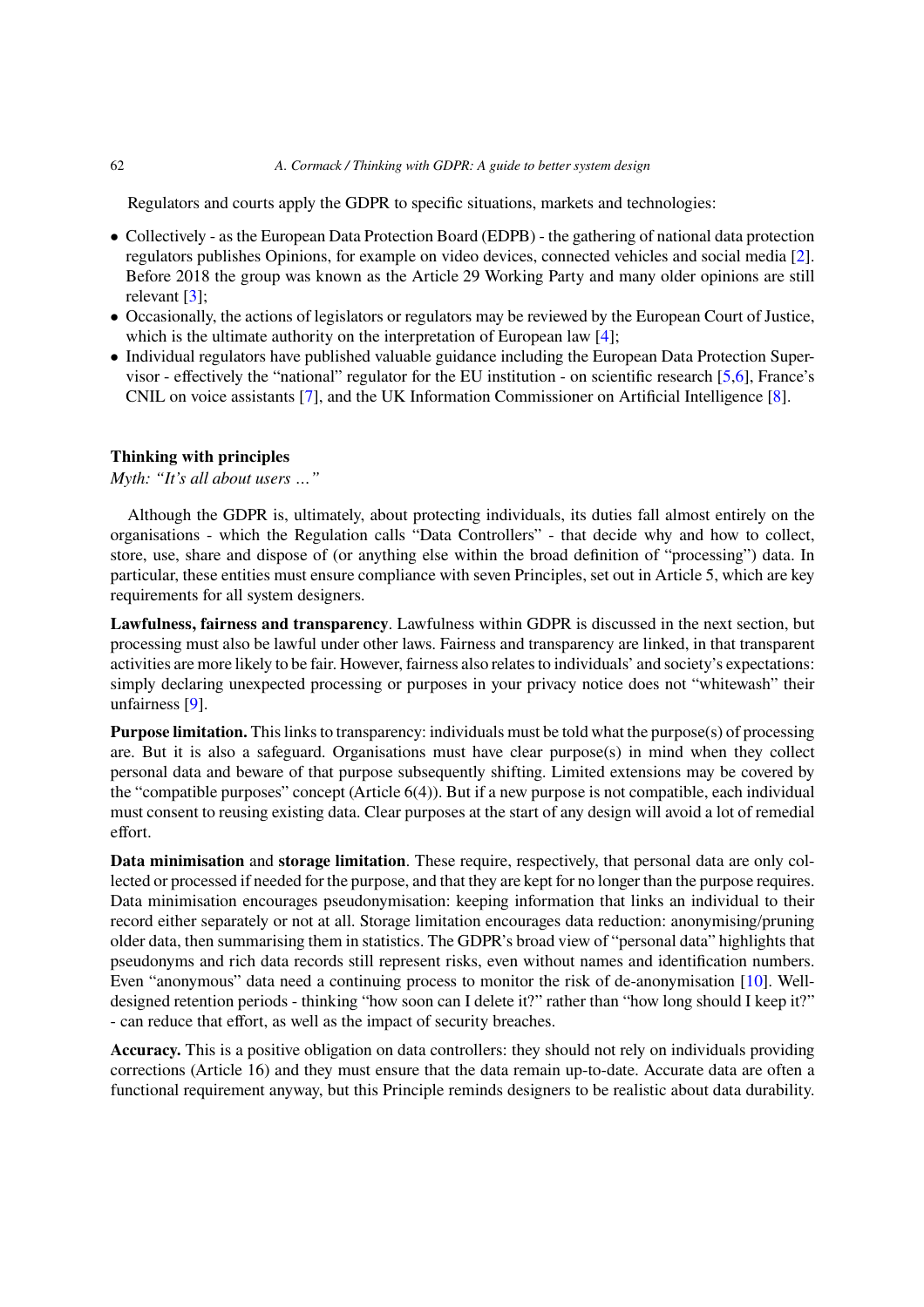Regulators and courts apply the GDPR to specific situations, markets and technologies:

- Collectively - as the European Data Protection Board (EDPB) - the gathering of national data protection regulators publishes Opinions, for example on video devices, connected vehicles and social media [2]. Before 2018 the group was known as the Article 29 Working Party and many older opinions are still relevant [3];
- Occasionally, the actions of legislators or regulators may be reviewed by the European Court of Justice, which is the ultimate authority on the interpretation of European law [4];
- Individual regulators have published valuable guidance including the European Data Protection Supervisor - effectively the "national" regulator for the EU institution - on scientific research [5,6], France's CNIL on voice assistants [7], and the UK Information Commissioner on Artificial Intelligence [8].

## Thinking with principles

*Myth: "It's all about users ..."*

Although the GDPR is, ultimately, about protecting individuals, its duties fall almost entirely on the organisations - which the Regulation calls "Data Controllers" - that decide why and how to collect, store, use, share and dispose of (or anything else within the broad definition of "processing") data. In particular, these entities must ensure compliance with seven Principles, set out in Article 5, which are key requirements for all system designers.

**Lawfulness, fairness and transparency**. Lawfulness within GDPR is discussed in the next section, but processing must also be lawful under other laws. Fairness and transparency are linked, in that transparent activities are more likely to be fair. However, fairness also relates to individuals' and society's expectations: simply declaring unexpected processing or purposes in your privacy notice does not "whitewash" their unfairness [9].

**Purpose limitation.** This links to transparency: individuals must be told what the purpose(s) of processing are. But it is also a safeguard. Organisations must have clear purpose(s) in mind when they collect personal data and beware of that purpose subsequently shifting. Limited extensions may be covered by the "compatible purposes" concept (Article 6(4)). But if a new purpose is not compatible, each individual must consent to reusing existing data. Clear purposes at the start of any design will avoid a lot of remedial effort.

**Data minimisation** and **storage limitation**. These require, respectively, that personal data are only collected or processed if needed for the purpose, and that they are kept for no longer than the purpose requires. Data minimisation encourages pseudonymisation: keeping information that links an individual to their record either separately or not at all. Storage limitation encourages data reduction: anonymising/pruning older data, then summarising them in statistics. The GDPR's broad view of "personal data" highlights that pseudonyms and rich data records still represent risks, even without names and identification numbers. Even "anonymous" data need a continuing process to monitor the risk of de-anonymisation [10]. Well-designed retention periods - thinking "how soon can I delete it?" rather than "how long should I keep it?" - can reduce that effort, as well as the impact of security breaches.

**Accuracy.** This is a positive obligation on data controllers: they should not rely on individuals providing corrections (Article 16) and they must ensure that the data remain up-to-date. Accurate data are often a functional requirement anyway, but this Principle reminds designers to be realistic about data durability.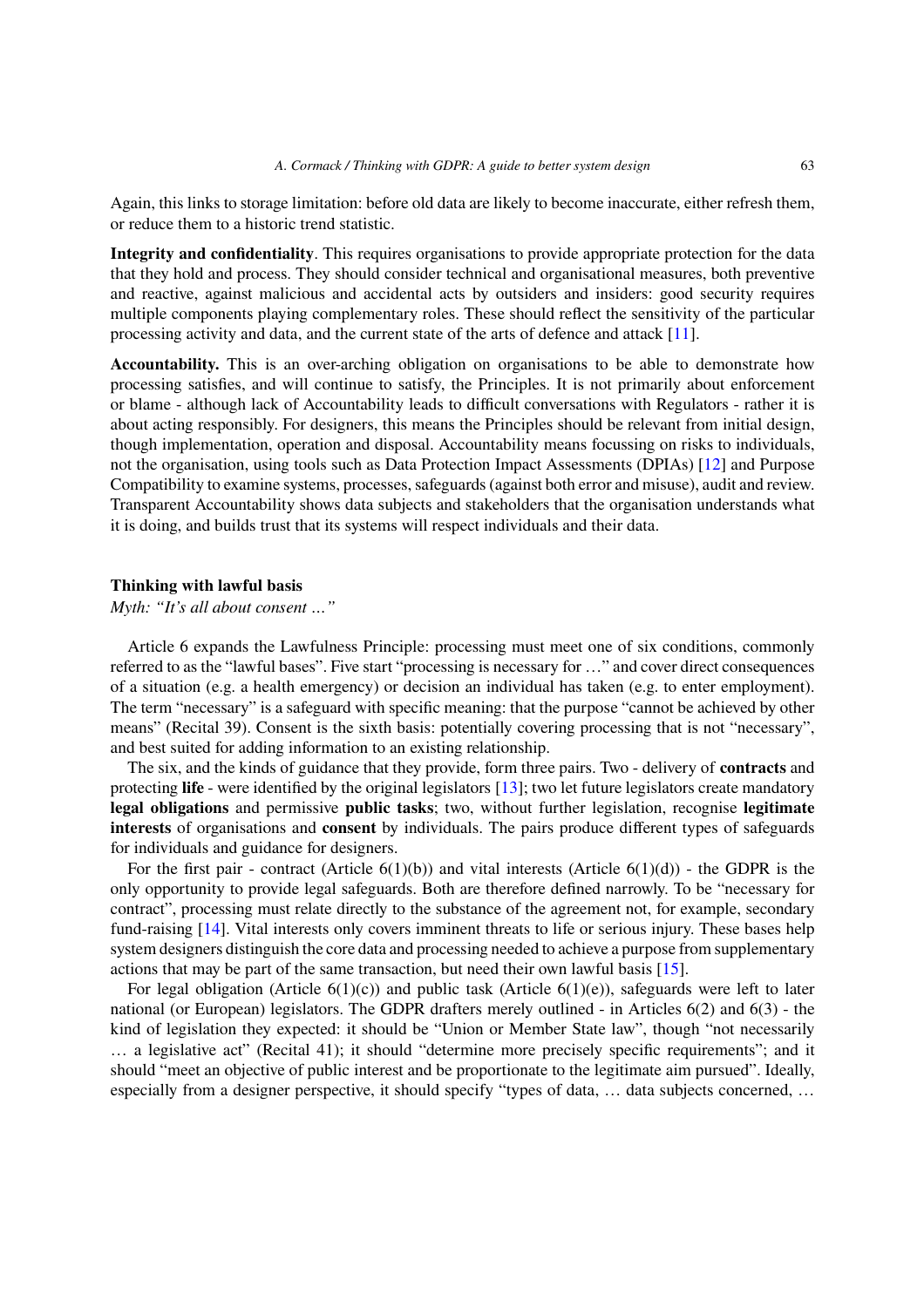Again, this links to storage limitation: before old data are likely to become inaccurate, either refresh them, or reduce them to a historic trend statistic.

**Integrity and confidentiality**. This requires organisations to provide appropriate protection for the data that they hold and process. They should consider technical and organisational measures, both preventive and reactive, against malicious and accidental acts by outsiders and insiders: good security requires multiple components playing complementary roles. These should reflect the sensitivity of the particular processing activity and data, and the current state of the arts of defence and attack [11].

**Accountability.** This is an over-arching obligation on organisations to be able to demonstrate how processing satisfies, and will continue to satisfy, the Principles. It is not primarily about enforcement or blame - although lack of Accountability leads to difficult conversations with Regulators - rather it is about acting responsibly. For designers, this means the Principles should be relevant from initial design, though implementation, operation and disposal. Accountability means focussing on risks to individuals, not the organisation, using tools such as Data Protection Impact Assessments (DPIAs) [12] and Purpose Compatibility to examine systems, processes, safeguards (against both error and misuse), audit and review. Transparent Accountability shows data subjects and stakeholders that the organisation understands what it is doing, and builds trust that its systems will respect individuals and their data.

### Thinking with lawful basis

*Myth: "It's all about consent …"*

Article 6 expands the Lawfulness Principle: processing must meet one of six conditions, commonly referred to as the "lawful bases". Five start "processing is necessary for …" and cover direct consequences of a situation (e.g. a health emergency) or decision an individual has taken (e.g. to enter employment). The term "necessary" is a safeguard with specific meaning: that the purpose "cannot be achieved by other means" (Recital 39). Consent is the sixth basis: potentially covering processing that is not "necessary", and best suited for adding information to an existing relationship.

The six, and the kinds of guidance that they provide, form three pairs. Two - delivery of **contracts** and protecting **life** - were identified by the original legislators [13]; two let future legislators create mandatory **legal obligations** and permissive **public tasks**; two, without further legislation, recognise **legitimate interests** of organisations and **consent** by individuals. The pairs produce different types of safeguards for individuals and guidance for designers.

For the first pair - contract (Article 6(1)(b)) and vital interests (Article 6(1)(d)) - the GDPR is the only opportunity to provide legal safeguards. Both are therefore defined narrowly. To be "necessary for contract", processing must relate directly to the substance of the agreement not, for example, secondary fund-raising [14]. Vital interests only covers imminent threats to life or serious injury. These bases help system designers distinguish the core data and processing needed to achieve a purpose from supplementary actions that may be part of the same transaction, but need their own lawful basis [15].

For legal obligation (Article 6(1)(c)) and public task (Article 6(1)(e)), safeguards were left to later national (or European) legislators. The GDPR drafters merely outlined - in Articles 6(2) and 6(3) - the kind of legislation they expected: it should be "Union or Member State law", though "not necessarily … a legislative act" (Recital 41); it should "determine more precisely specific requirements"; and it should "meet an objective of public interest and be proportionate to the legitimate aim pursued". Ideally, especially from a designer perspective, it should specify "types of data, … data subjects concerned, …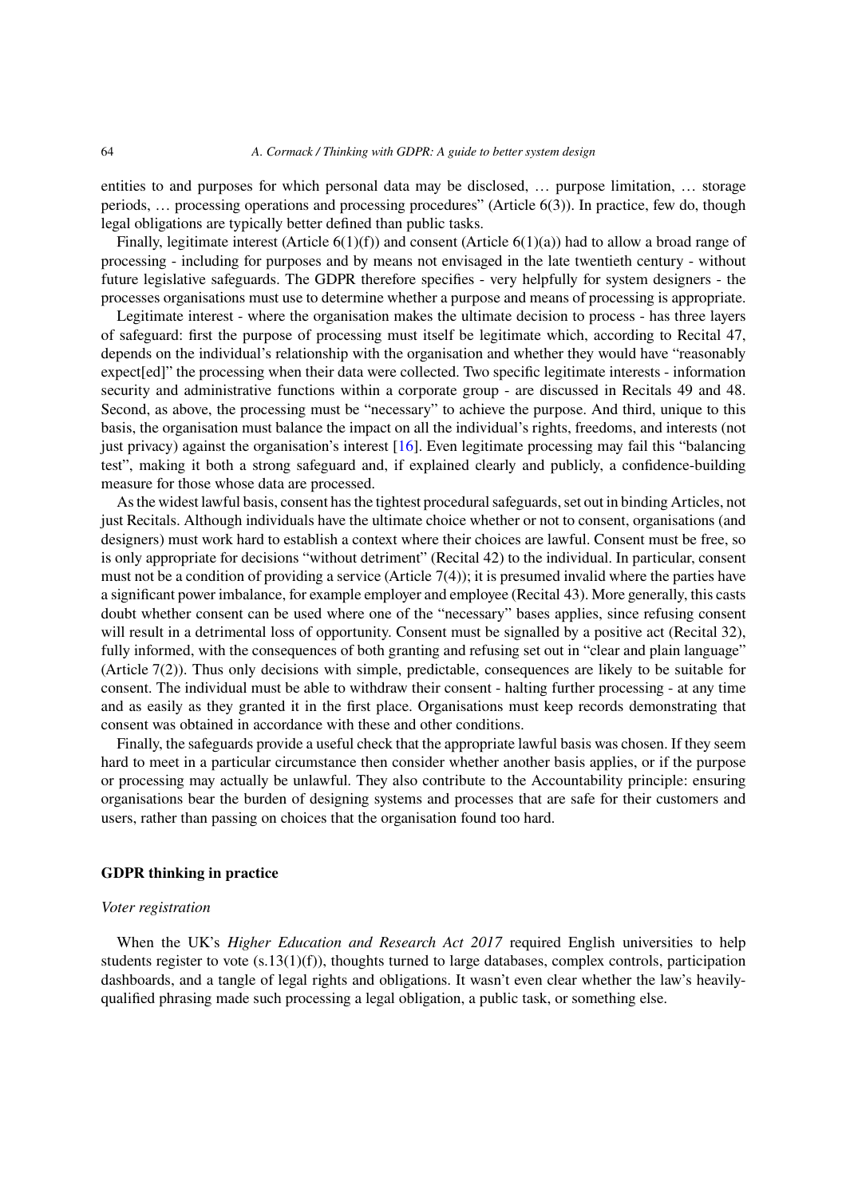entities to and purposes for which personal data may be disclosed, … purpose limitation, … storage periods, … processing operations and processing procedures" (Article 6(3)). In practice, few do, though legal obligations are typically better defined than public tasks.

Finally, legitimate interest (Article 6(1)(f)) and consent (Article 6(1)(a)) had to allow a broad range of processing - including for purposes and by means not envisaged in the late twentieth century - without future legislative safeguards. The GDPR therefore specifies - very helpfully for system designers - the processes organisations must use to determine whether a purpose and means of processing is appropriate.

Legitimate interest - where the organisation makes the ultimate decision to process - has three layers of safeguard: first the purpose of processing must itself be legitimate which, according to Recital 47, depends on the individual's relationship with the organisation and whether they would have "reasonably expect[ed]" the processing when their data were collected. Two specific legitimate interests - information security and administrative functions within a corporate group - are discussed in Recitals 49 and 48. Second, as above, the processing must be "necessary" to achieve the purpose. And third, unique to this basis, the organisation must balance the impact on all the individual's rights, freedoms, and interests (not just privacy) against the organisation's interest [16]. Even legitimate processing may fail this "balancing test", making it both a strong safeguard and, if explained clearly and publicly, a confidence-building measure for those whose data are processed.

As the widest lawful basis, consent has the tightest procedural safeguards, set out in binding Articles, not just Recitals. Although individuals have the ultimate choice whether or not to consent, organisations (and designers) must work hard to establish a context where their choices are lawful. Consent must be free, so is only appropriate for decisions "without detriment" (Recital 42) to the individual. In particular, consent must not be a condition of providing a service (Article 7(4)); it is presumed invalid where the parties have a significant power imbalance, for example employer and employee (Recital 43). More generally, this casts doubt whether consent can be used where one of the "necessary" bases applies, since refusing consent will result in a detrimental loss of opportunity. Consent must be signalled by a positive act (Recital 32), fully informed, with the consequences of both granting and refusing set out in "clear and plain language" (Article 7(2)). Thus only decisions with simple, predictable, consequences are likely to be suitable for consent. The individual must be able to withdraw their consent - halting further processing - at any time and as easily as they granted it in the first place. Organisations must keep records demonstrating that consent was obtained in accordance with these and other conditions.

Finally, the safeguards provide a useful check that the appropriate lawful basis was chosen. If they seem hard to meet in a particular circumstance then consider whether another basis applies, or if the purpose or processing may actually be unlawful. They also contribute to the Accountability principle: ensuring organisations bear the burden of designing systems and processes that are safe for their customers and users, rather than passing on choices that the organisation found too hard.

## GDPR thinking in practice

### *Voter registration*

When the UK's *Higher Education and Research Act 2017* required English universities to help students register to vote (s.13(1)(f)), thoughts turned to large databases, complex controls, participation dashboards, and a tangle of legal rights and obligations. It wasn't even clear whether the law's heavily-qualified phrasing made such processing a legal obligation, a public task, or something else.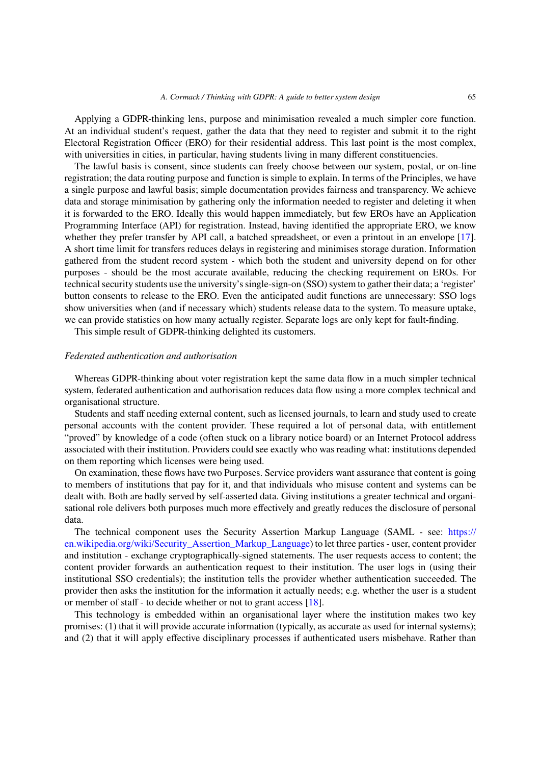Applying a GDPR-thinking lens, purpose and minimisation revealed a much simpler core function. At an individual student's request, gather the data that they need to register and submit it to the right Electoral Registration Officer (ERO) for their residential address. This last point is the most complex, with universities in cities, in particular, having students living in many different constituencies.

The lawful basis is consent, since students can freely choose between our system, postal, or on-line registration; the data routing purpose and function is simple to explain. In terms of the Principles, we have a single purpose and lawful basis; simple documentation provides fairness and transparency. We achieve data and storage minimisation by gathering only the information needed to register and deleting it when it is forwarded to the ERO. Ideally this would happen immediately, but few EROs have an Application Programming Interface (API) for registration. Instead, having identified the appropriate ERO, we know whether they prefer transfer by API call, a batched spreadsheet, or even a printout in an envelope [17]. A short time limit for transfers reduces delays in registering and minimises storage duration. Information gathered from the student record system - which both the student and university depend on for other purposes - should be the most accurate available, reducing the checking requirement on EROs. For technical security students use the university's single-sign-on (SSO) system to gather their data; a 'register' button consents to release to the ERO. Even the anticipated audit functions are unnecessary: SSO logs show universities when (and if necessary which) students release data to the system. To measure uptake, we can provide statistics on how many actually register. Separate logs are only kept for fault-finding.

This simple result of GDPR-thinking delighted its customers.

*Federated authentication and authorisation*

Whereas GDPR-thinking about voter registration kept the same data flow in a much simpler technical system, federated authentication and authorisation reduces data flow using a more complex technical and organisational structure.

Students and staff needing external content, such as licensed journals, to learn and study used to create personal accounts with the content provider. These required a lot of personal data, with entitlement "proved" by knowledge of a code (often stuck on a library notice board) or an Internet Protocol address associated with their institution. Providers could see exactly who was reading what: institutions depended on them reporting which licenses were being used.

On examination, these flows have two Purposes. Service providers want assurance that content is going to members of institutions that pay for it, and that individuals who misuse content and systems can be dealt with. Both are badly served by self-asserted data. Giving institutions a greater technical and organisational role delivers both purposes much more effectively and greatly reduces the disclosure of personal data.

The technical component uses the Security Assertion Markup Language (SAML - see: https://en.wikipedia.org/wiki/Security_Assertion_Markup_Language) to let three parties - user, content provider and institution - exchange cryptographically-signed statements. The user requests access to content; the content provider forwards an authentication request to their institution. The user logs in (using their institutional SSO credentials); the institution tells the provider whether authentication succeeded. The provider then asks the institution for the information it actually needs; e.g. whether the user is a student or member of staff - to decide whether or not to grant access [18].

This technology is embedded within an organisational layer where the institution makes two key promises: (1) that it will provide accurate information (typically, as accurate as used for internal systems); and (2) that it will apply effective disciplinary processes if authenticated users misbehave. Rather than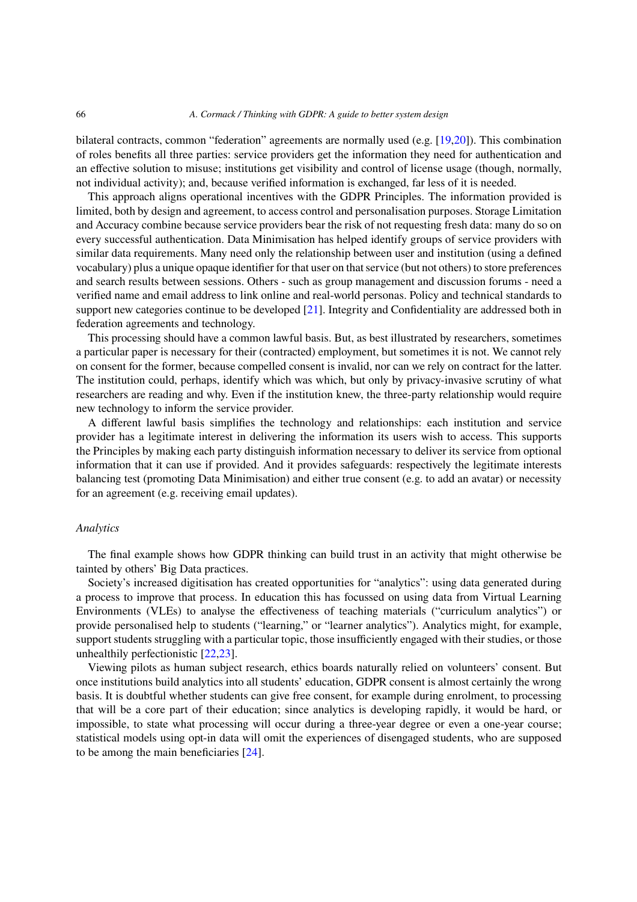bilateral contracts, common "federation" agreements are normally used (e.g. [19,20]). This combination of roles benefits all three parties: service providers get the information they need for authentication and an effective solution to misuse; institutions get visibility and control of license usage (though, normally, not individual activity); and, because verified information is exchanged, far less of it is needed.

This approach aligns operational incentives with the GDPR Principles. The information provided is limited, both by design and agreement, to access control and personalisation purposes. Storage Limitation and Accuracy combine because service providers bear the risk of not requesting fresh data: many do so on every successful authentication. Data Minimisation has helped identify groups of service providers with similar data requirements. Many need only the relationship between user and institution (using a defined vocabulary) plus a unique opaque identifier for that user on that service (but not others) to store preferences and search results between sessions. Others - such as group management and discussion forums - need a verified name and email address to link online and real-world personas. Policy and technical standards to support new categories continue to be developed [21]. Integrity and Confidentiality are addressed both in federation agreements and technology.

This processing should have a common lawful basis. But, as best illustrated by researchers, sometimes a particular paper is necessary for their (contracted) employment, but sometimes it is not. We cannot rely on consent for the former, because compelled consent is invalid, nor can we rely on contract for the latter. The institution could, perhaps, identify which was which, but only by privacy-invasive scrutiny of what researchers are reading and why. Even if the institution knew, the three-party relationship would require new technology to inform the service provider.

A different lawful basis simplifies the technology and relationships: each institution and service provider has a legitimate interest in delivering the information its users wish to access. This supports the Principles by making each party distinguish information necessary to deliver its service from optional information that it can use if provided. And it provides safeguards: respectively the legitimate interests balancing test (promoting Data Minimisation) and either true consent (e.g. to add an avatar) or necessity for an agreement (e.g. receiving email updates).

*Analytics*

The final example shows how GDPR thinking can build trust in an activity that might otherwise be tainted by others' Big Data practices.

Society's increased digitisation has created opportunities for "analytics": using data generated during a process to improve that process. In education this has focussed on using data from Virtual Learning Environments (VLEs) to analyse the effectiveness of teaching materials ("curriculum analytics") or provide personalised help to students ("learning," or "learner analytics"). Analytics might, for example, support students struggling with a particular topic, those insufficiently engaged with their studies, or those unhealthily perfectionistic [22,23].

Viewing pilots as human subject research, ethics boards naturally relied on volunteers' consent. But once institutions build analytics into all students' education, GDPR consent is almost certainly the wrong basis. It is doubtful whether students can give free consent, for example during enrolment, to processing that will be a core part of their education; since analytics is developing rapidly, it would be hard, or impossible, to state what processing will occur during a three-year degree or even a one-year course; statistical models using opt-in data will omit the experiences of disengaged students, who are supposed to be among the main beneficiaries [24].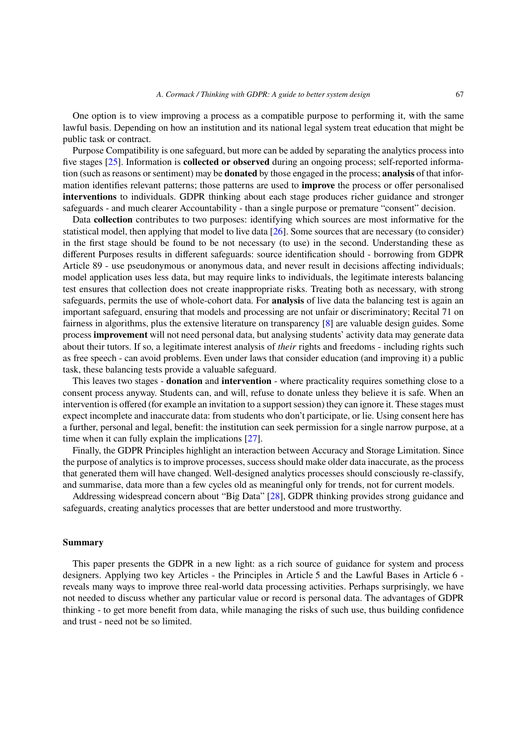One option is to view improving a process as a compatible purpose to performing it, with the same lawful basis. Depending on how an institution and its national legal system treat education that might be public task or contract.

Purpose Compatibility is one safeguard, but more can be added by separating the analytics process into five stages [25]. Information is **collected or observed** during an ongoing process; self-reported information (such as reasons or sentiment) may be **donated** by those engaged in the process; **analysis** of that information identifies relevant patterns; those patterns are used to **improve** the process or offer personalised **interventions** to individuals. GDPR thinking about each stage produces richer guidance and stronger safeguards - and much clearer Accountability - than a single purpose or premature "consent" decision.

Data **collection** contributes to two purposes: identifying which sources are most informative for the statistical model, then applying that model to live data [26]. Some sources that are necessary (to consider) in the first stage should be found to be not necessary (to use) in the second. Understanding these as different Purposes results in different safeguards: source identification should - borrowing from GDPR Article 89 - use pseudonymous or anonymous data, and never result in decisions affecting individuals; model application uses less data, but may require links to individuals, the legitimate interests balancing test ensures that collection does not create inappropriate risks. Treating both as necessary, with strong safeguards, permits the use of whole-cohort data. For **analysis** of live data the balancing test is again an important safeguard, ensuring that models and processing are not unfair or discriminatory; Recital 71 on fairness in algorithms, plus the extensive literature on transparency [8] are valuable design guides. Some process **improvement** will not need personal data, but analysing students' activity data may generate data about their tutors. If so, a legitimate interest analysis of *their* rights and freedoms - including rights such as free speech - can avoid problems. Even under laws that consider education (and improving it) a public task, these balancing tests provide a valuable safeguard.

This leaves two stages - **donation** and **intervention** - where practicality requires something close to a consent process anyway. Students can, and will, refuse to donate unless they believe it is safe. When an intervention is offered (for example an invitation to a support session) they can ignore it. These stages must expect incomplete and inaccurate data: from students who don't participate, or lie. Using consent here has a further, personal and legal, benefit: the institution can seek permission for a single narrow purpose, at a time when it can fully explain the implications [27].

Finally, the GDPR Principles highlight an interaction between Accuracy and Storage Limitation. Since the purpose of analytics is to improve processes, success should make older data inaccurate, as the process that generated them will have changed. Well-designed analytics processes should consciously re-classify, and summarise, data more than a few cycles old as meaningful only for trends, not for current models.

Addressing widespread concern about "Big Data" [28], GDPR thinking provides strong guidance and safeguards, creating analytics processes that are better understood and more trustworthy.

## Summary

This paper presents the GDPR in a new light: as a rich source of guidance for system and process designers. Applying two key Articles - the Principles in Article 5 and the Lawful Bases in Article 6 - reveals many ways to improve three real-world data processing activities. Perhaps surprisingly, we have not needed to discuss whether any particular value or record is personal data. The advantages of GDPR thinking - to get more benefit from data, while managing the risks of such use, thus building confidence and trust - need not be so limited.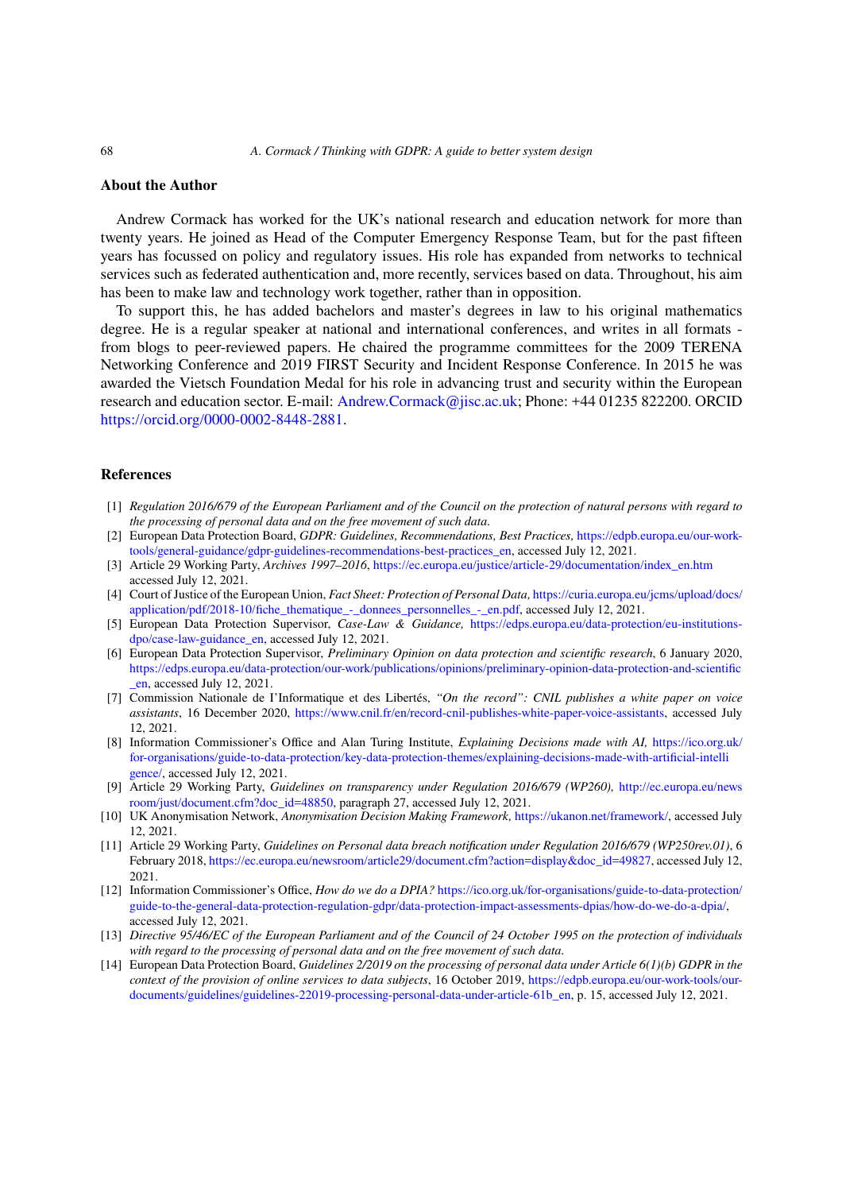## About the Author

Andrew Cormack has worked for the UK's national research and education network for more than twenty years. He joined as Head of the Computer Emergency Response Team, but for the past fifteen years has focussed on policy and regulatory issues. His role has expanded from networks to technical services such as federated authentication and, more recently, services based on data. Throughout, his aim has been to make law and technology work together, rather than in opposition.

To support this, he has added bachelors and master's degrees in law to his original mathematics degree. He is a regular speaker at national and international conferences, and writes in all formats - from blogs to peer-reviewed papers. He chaired the programme committees for the 2009 TERENA Networking Conference and 2019 FIRST Security and Incident Response Conference. In 2015 he was awarded the Vietsch Foundation Medal for his role in advancing trust and security within the European research and education sector. E-mail: Andrew.Cormack@jisc.ac.uk; Phone: +44 01235 822200. ORCID https://orcid.org/0000-0002-8448-2881.

## References

[1] *Regulation 2016/679 of the European Parliament and of the Council on the protection of natural persons with regard to the processing of personal data and on the free movement of such data.*

[2] European Data Protection Board, *GDPR: Guidelines, Recommendations, Best Practices,* https://edpb.europa.eu/our-work-tools/general-guidance/gdpr-guidelines-recommendations-best-practices_en, accessed July 12, 2021.

[3] Article 29 Working Party, *Archives 1997–2016*, https://ec.europa.eu/justice/article-29/documentation/index_en.htm accessed July 12, 2021.

[4] Court of Justice of the European Union, *Fact Sheet: Protection of Personal Data,* https://curia.europa.eu/jcms/upload/docs/application/pdf/2018-10/fiche_thematique_-_donnees_personnelles_-_en.pdf, accessed July 12, 2021.

[5] European Data Protection Supervisor, *Case-Law & Guidance,* https://edps.europa.eu/data-protection/eu-institutions-dpo/case-law-guidance_en, accessed July 12, 2021.

[6] European Data Protection Supervisor, *Preliminary Opinion on data protection and scientific research*, 6 January 2020, https://edps.europa.eu/data-protection/our-work/publications/opinions/preliminary-opinion-data-protection-and-scientific_en, accessed July 12, 2021.

[7] Commission Nationale de I'Informatique et des Libertés, *"On the record": CNIL publishes a white paper on voice assistants*, 16 December 2020, https://www.cnil.fr/en/record-cnil-publishes-white-paper-voice-assistants, accessed July 12, 2021.

[8] Information Commissioner's Office and Alan Turing Institute, *Explaining Decisions made with AI,* https://ico.org.uk/for-organisations/guide-to-data-protection/key-data-protection-themes/explaining-decisions-made-with-artificial-intelligence/, accessed July 12, 2021.

[9] Article 29 Working Party, *Guidelines on transparency under Regulation 2016/679 (WP260),* http://ec.europa.eu/newsroom/just/document.cfm?doc_id=48850, paragraph 27, accessed July 12, 2021.

[10] UK Anonymisation Network, *Anonymisation Decision Making Framework,* https://ukanon.net/framework/, accessed July 12, 2021.

[11] Article 29 Working Party, *Guidelines on Personal data breach notification under Regulation 2016/679 (WP250rev.01)*, 6 February 2018, https://ec.europa.eu/newsroom/article29/document.cfm?action=display&doc_id=49827, accessed July 12, 2021.

[12] Information Commissioner's Office, *How do we do a DPIA?* https://ico.org.uk/for-organisations/guide-to-data-protection/guide-to-the-general-data-protection-regulation-gdpr/data-protection-impact-assessments-dpias/how-do-we-do-a-dpia/, accessed July 12, 2021.

[13] *Directive 95/46/EC of the European Parliament and of the Council of 24 October 1995 on the protection of individuals with regard to the processing of personal data and on the free movement of such data.*

[14] European Data Protection Board, *Guidelines 2/2019 on the processing of personal data under Article 6(1)(b) GDPR in the context of the provision of online services to data subjects*, 16 October 2019, https://edpb.europa.eu/our-work-tools/our-documents/guidelines/guidelines-22019-processing-personal-data-under-article-61b_en, p. 15, accessed July 12, 2021.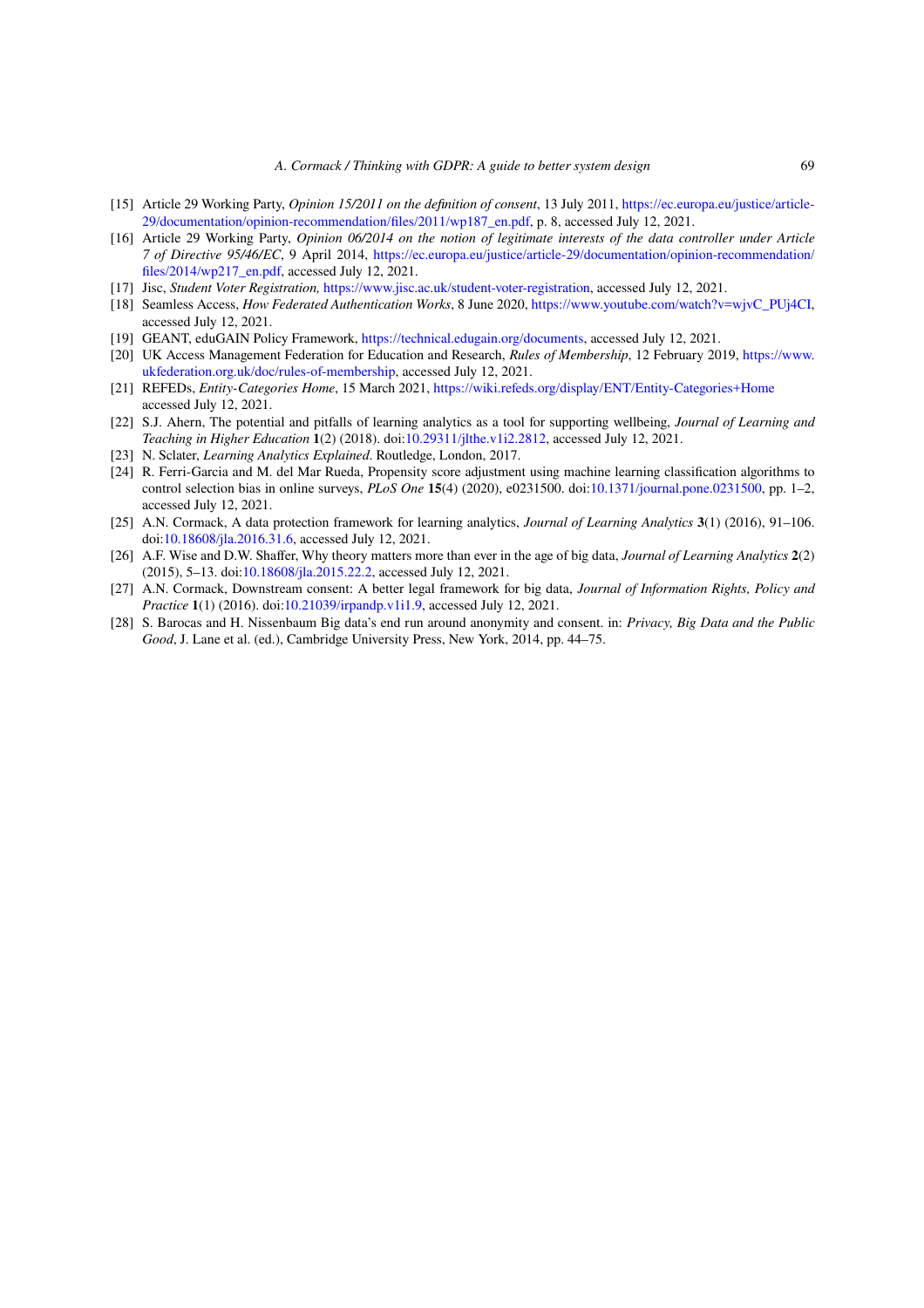[15] Article 29 Working Party, *Opinion 15/2011 on the definition of consent*, 13 July 2011, https://ec.europa.eu/justice/article-29/documentation/opinion-recommendation/files/2011/wp187_en.pdf, p. 8, accessed July 12, 2021.

[16] Article 29 Working Party, *Opinion 06/2014 on the notion of legitimate interests of the data controller under Article 7 of Directive 95/46/EC*, 9 April 2014, https://ec.europa.eu/justice/article-29/documentation/opinion-recommendation/files/2014/wp217_en.pdf, accessed July 12, 2021.

[17] Jisc, *Student Voter Registration,* https://www.jisc.ac.uk/student-voter-registration, accessed July 12, 2021.

[18] Seamless Access, *How Federated Authentication Works*, 8 June 2020, https://www.youtube.com/watch?v=wjvC_PUj4CI, accessed July 12, 2021.

[19] GEANT, eduGAIN Policy Framework, https://technical.edugain.org/documents, accessed July 12, 2021.

[20] UK Access Management Federation for Education and Research, *Rules of Membership*, 12 February 2019, https://www.ukfederation.org.uk/doc/rules-of-membership, accessed July 12, 2021.

[21] REFEDs, *Entity-Categories Home*, 15 March 2021, https://wiki.refeds.org/display/ENT/Entity-Categories+Home accessed July 12, 2021.

[22] S.J. Ahern, The potential and pitfalls of learning analytics as a tool for supporting wellbeing, *Journal of Learning and Teaching in Higher Education* **1**(2) (2018). doi:10.29311/jlthe.v1i2.2812, accessed July 12, 2021.

[23] N. Sclater, *Learning Analytics Explained*. Routledge, London, 2017.

[24] R. Ferri-Garcia and M. del Mar Rueda, Propensity score adjustment using machine learning classification algorithms to control selection bias in online surveys, *PLoS One* **15**(4) (2020), e0231500. doi:10.1371/journal.pone.0231500, pp. 1–2, accessed July 12, 2021.

[25] A.N. Cormack, A data protection framework for learning analytics, *Journal of Learning Analytics* **3**(1) (2016), 91–106. doi:10.18608/jla.2016.31.6, accessed July 12, 2021.

[26] A.F. Wise and D.W. Shaffer, Why theory matters more than ever in the age of big data, *Journal of Learning Analytics* **2**(2) (2015), 5–13. doi:10.18608/jla.2015.22.2, accessed July 12, 2021.

[27] A.N. Cormack, Downstream consent: A better legal framework for big data, *Journal of Information Rights, Policy and Practice* **1**(1) (2016). doi:10.21039/irpandp.v1i1.9, accessed July 12, 2021.

[28] S. Barocas and H. Nissenbaum Big data's end run around anonymity and consent. in: *Privacy, Big Data and the Public Good*, J. Lane et al. (ed.), Cambridge University Press, New York, 2014, pp. 44–75.